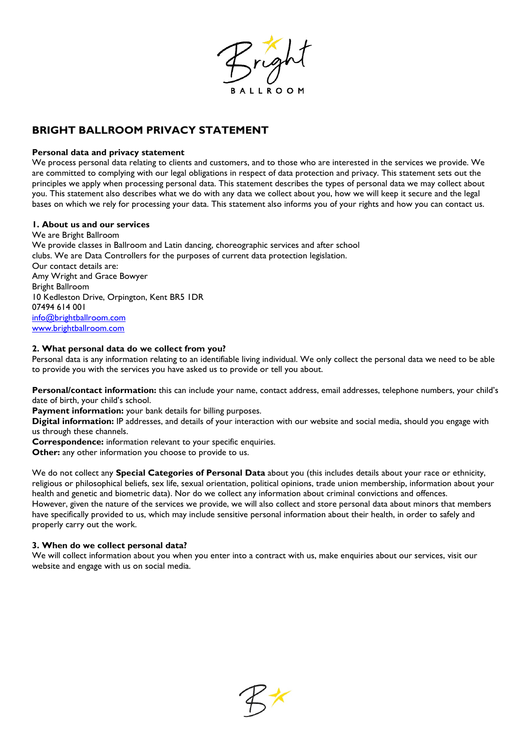# BRIGHT BALLROOM PRIVACY STATEMENT

**Personal data and privacy statement**

We process personal data relating to clients and customers, and to those who are interested in the services we provide. We are committed to complying with our legal obligations in respect of data protection and privacy. This statement sets out the principles we apply when processing personal data. This statement describes the types of personal data we may collect about you. This statement also describes what we do with any data we collect about you, how we will keep it secure and the legal bases on which we rely for processing your data. This statement also informs you of your rights and how you can contact us.

**1. About us and our services**

We are Bright Ballroom

We provide classes in Ballroom and Latin dancing, choreographic services and after school clubs. We are Data Controllers for the purposes of current data protection legislation.

Our contact details are:

Amy Wright and Grace Bowyer

Bright Ballroom

10 Kedleston Drive, Orpington, Kent BR5 1DR

07494 614 001

info@brightballroom.com

www.brightballroom.com

**2. What personal data do we collect from you?**

Personal data is any information relating to an identifiable living individual. We only collect the personal data we need to be able to provide you with the services you have asked us to provide or tell you about.

**Personal/contact information:** this can include your name, contact address, email addresses, telephone numbers, your child's date of birth, your child's school.

**Payment information:** your bank details for billing purposes.

**Digital information:** IP addresses, and details of your interaction with our website and social media, should you engage with us through these channels.

**Correspondence:** information relevant to your specific enquiries.

**Other:** any other information you choose to provide to us.

We do not collect any **Special Categories of Personal Data** about you (this includes details about your race or ethnicity, religious or philosophical beliefs, sex life, sexual orientation, political opinions, trade union membership, information about your health and genetic and biometric data). Nor do we collect any information about criminal convictions and offences. However, given the nature of the services we provide, we will also collect and store personal data about minors that members have specifically provided to us, which may include sensitive personal information about their health, in order to safely and properly carry out the work.

**3. When do we collect personal data?**

We will collect information about you when you enter into a contract with us, make enquiries about our services, visit our website and engage with us on social media.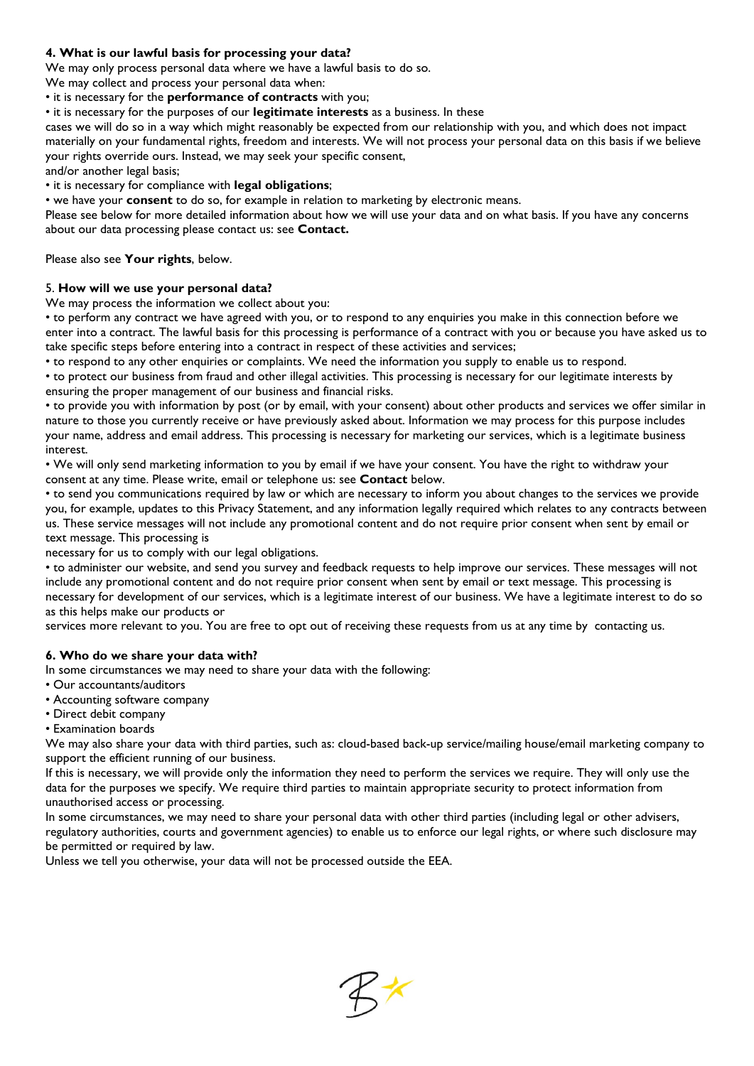### 4. What is our lawful basis for processing your data?

We may only process personal data where we have a lawful basis to do so.

We may collect and process your personal data when:

- it is necessary for the **performance of contracts** with you;
- it is necessary for the purposes of our **legitimate interests** as a business. In these cases we will do so in a way which might reasonably be expected from our relationship with you, and which does not impact materially on your fundamental rights, freedom and interests. We will not process your personal data on this basis if we believe your rights override ours. Instead, we may seek your specific consent, and/or another legal basis;
- it is necessary for compliance with **legal obligations**;
- we have your **consent** to do so, for example in relation to marketing by electronic means.

Please see below for more detailed information about how we will use your data and on what basis. If you have any concerns about our data processing please contact us: see **Contact.**

Please also see **Your rights**, below.

### 5. How will we use your personal data?

We may process the information we collect about you:

- to perform any contract we have agreed with you, or to respond to any enquiries you make in this connection before we enter into a contract. The lawful basis for this processing is performance of a contract with you or because you have asked us to take specific steps before entering into a contract in respect of these activities and services;
- to respond to any other enquiries or complaints. We need the information you supply to enable us to respond.
- to protect our business from fraud and other illegal activities. This processing is necessary for our legitimate interests by ensuring the proper management of our business and financial risks.
- to provide you with information by post (or by email, with your consent) about other products and services we offer similar in nature to those you currently receive or have previously asked about. Information we may process for this purpose includes your name, address and email address. This processing is necessary for marketing our services, which is a legitimate business interest.
- We will only send marketing information to you by email if we have your consent. You have the right to withdraw your consent at any time. Please write, email or telephone us: see **Contact** below.
- to send you communications required by law or which are necessary to inform you about changes to the services we provide you, for example, updates to this Privacy Statement, and any information legally required which relates to any contracts between us. These service messages will not include any promotional content and do not require prior consent when sent by email or text message. This processing is necessary for us to comply with our legal obligations.
- to administer our website, and send you survey and feedback requests to help improve our services. These messages will not include any promotional content and do not require prior consent when sent by email or text message. This processing is necessary for development of our services, which is a legitimate interest of our business. We have a legitimate interest to do so as this helps make our products or services more relevant to you. You are free to opt out of receiving these requests from us at any time by contacting us.

### 6. Who do we share your data with?

In some circumstances we may need to share your data with the following:

- Our accountants/auditors
- Accounting software company
- Direct debit company
- Examination boards

We may also share your data with third parties, such as: cloud-based back-up service/mailing house/email marketing company to support the efficient running of our business.

If this is necessary, we will provide only the information they need to perform the services we require. They will only use the data for the purposes we specify. We require third parties to maintain appropriate security to protect information from unauthorised access or processing.

In some circumstances, we may need to share your personal data with other third parties (including legal or other advisers, regulatory authorities, courts and government agencies) to enable us to enforce our legal rights, or where such disclosure may be permitted or required by law.

Unless we tell you otherwise, your data will not be processed outside the EEA.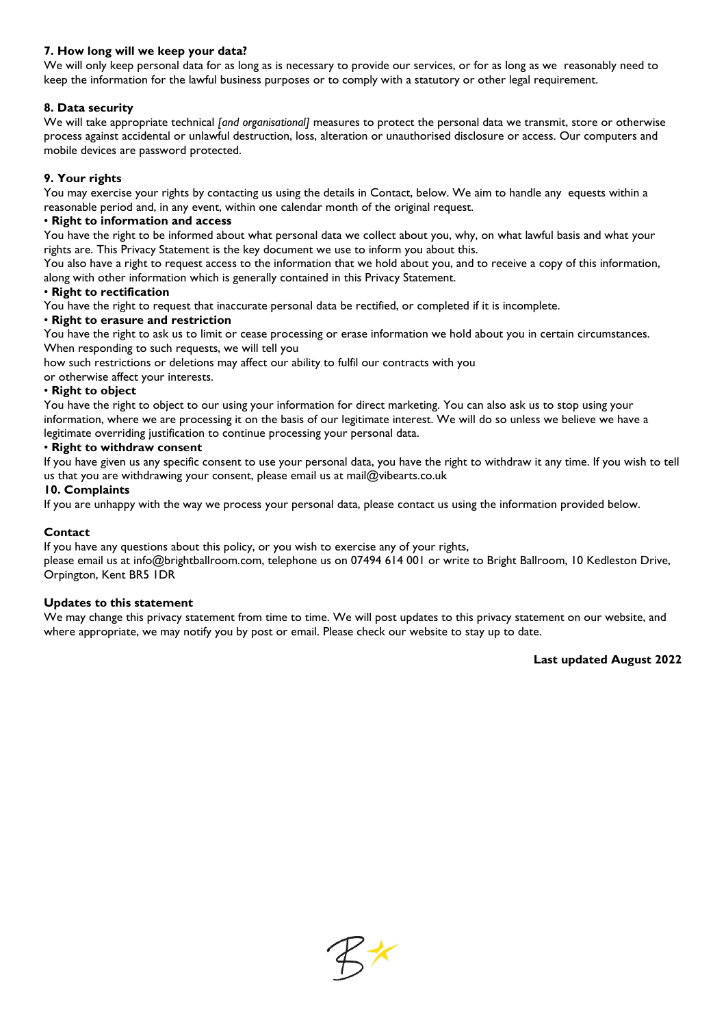**7. How long will we keep your data?**

We will only keep personal data for as long as is necessary to provide our services, or for as long as we reasonably need to keep the information for the lawful business purposes or to comply with a statutory or other legal requirement.

**8. Data security**

We will take appropriate technical *[and organisational]* measures to protect the personal data we transmit, store or otherwise process against accidental or unlawful destruction, loss, alteration or unauthorised disclosure or access. Our computers and mobile devices are password protected.

**9. Your rights**

You may exercise your rights by contacting us using the details in Contact, below. We aim to handle any equests within a reasonable period and, in any event, within one calendar month of the original request.

• **Right to information and access**

You have the right to be informed about what personal data we collect about you, why, on what lawful basis and what your rights are. This Privacy Statement is the key document we use to inform you about this.

You also have a right to request access to the information that we hold about you, and to receive a copy of this information, along with other information which is generally contained in this Privacy Statement.

• **Right to rectification**

You have the right to request that inaccurate personal data be rectified, or completed if it is incomplete.

• **Right to erasure and restriction**

You have the right to ask us to limit or cease processing or erase information we hold about you in certain circumstances. When responding to such requests, we will tell you
how such restrictions or deletions may affect our ability to fulfil our contracts with you
or otherwise affect your interests.

• **Right to object**

You have the right to object to our using your information for direct marketing. You can also ask us to stop using your information, where we are processing it on the basis of our legitimate interest. We will do so unless we believe we have a legitimate overriding justification to continue processing your personal data.

• **Right to withdraw consent**

If you have given us any specific consent to use your personal data, you have the right to withdraw it any time. If you wish to tell us that you are withdrawing your consent, please email us at mail@vibearts.co.uk

**10. Complaints**

If you are unhappy with the way we process your personal data, please contact us using the information provided below.

**Contact**

If you have any questions about this policy, or you wish to exercise any of your rights,
please email us at info@brightballroom.com, telephone us on 07494 614 001 or write to Bright Ballroom, 10 Kedleston Drive, Orpington, Kent BR5 1DR

**Updates to this statement**

We may change this privacy statement from time to time. We will post updates to this privacy statement on our website, and where appropriate, we may notify you by post or email. Please check our website to stay up to date.

**Last updated August 2022**